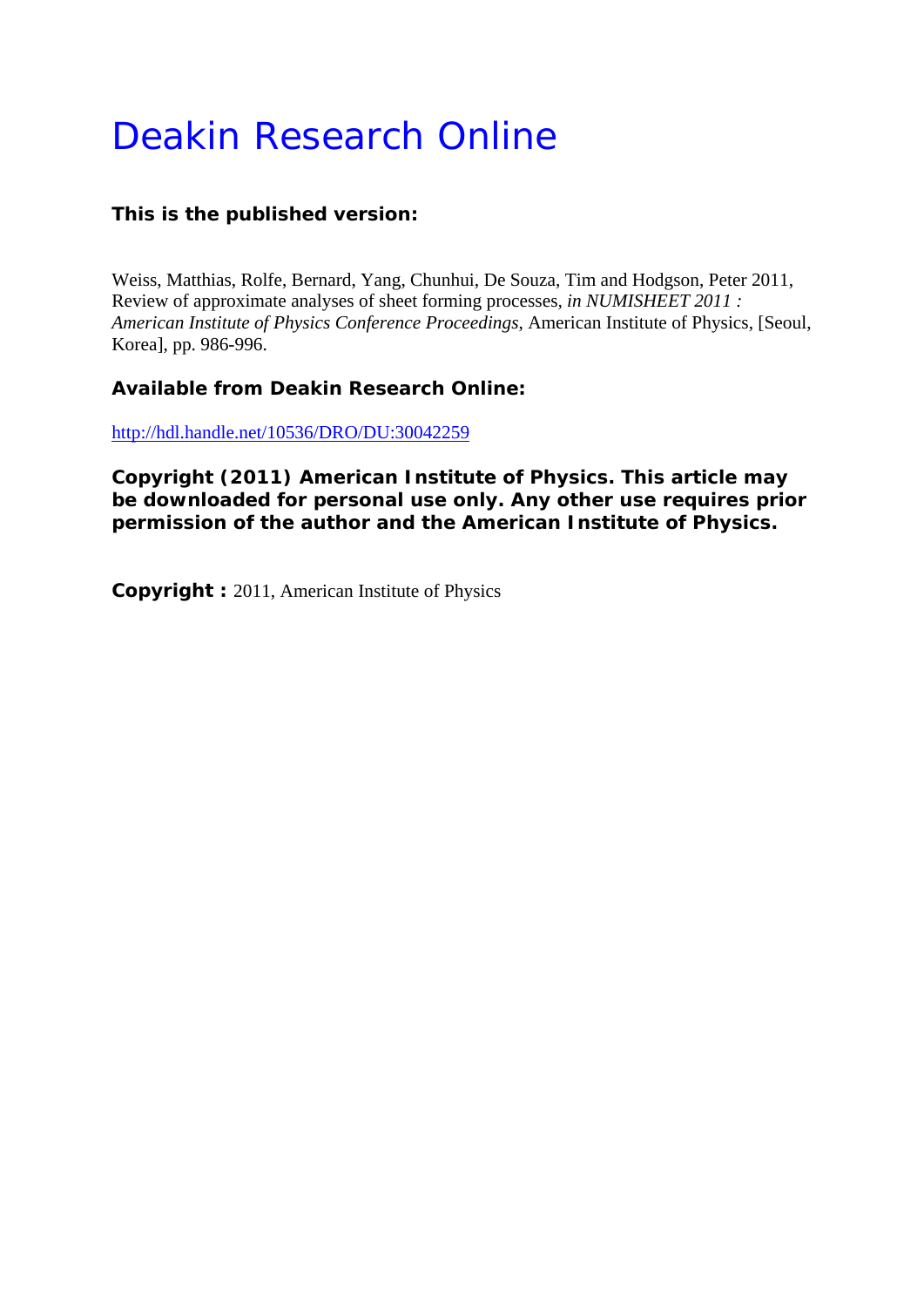# Deakin Research Online

**This is the published version:**

Weiss, Matthias, Rolfe, Bernard, Yang, Chunhui, De Souza, Tim and Hodgson, Peter 2011, Review of approximate analyses of sheet forming processes, *in NUMISHEET 2011 : American Institute of Physics Conference Proceedings*, American Institute of Physics, [Seoul, Korea], pp. 986-996.

**Available from Deakin Research Online:**

http://hdl.handle.net/10536/DRO/DU:30042259

**Copyright (2011) American Institute of Physics. This article may be downloaded for personal use only. Any other use requires prior permission of the author and the American Institute of Physics.**

**Copyright :** 2011, American Institute of Physics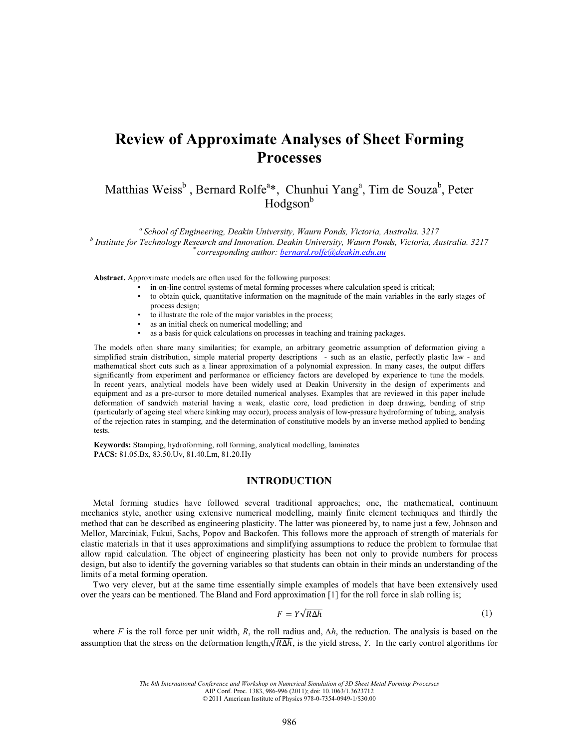# Review of Approximate Analyses of Sheet Forming Processes

Matthias Weiss[b], Bernard Rolfe[a]*, Chunhui Yang[a], Tim de Souza[b], Peter Hodgson[b]

[a] *School of Engineering, Deakin University, Waurn Ponds, Victoria, Australia. 3217*
[b] *Institute for Technology Research and Innovation. Deakin University, Waurn Ponds, Victoria, Australia. 3217*
[*] *corresponding author: bernard.rolfe@deakin.edu.au*

**Abstract.** Approximate models are often used for the following purposes:

- in on-line control systems of metal forming processes where calculation speed is critical;
- to obtain quick, quantitative information on the magnitude of the main variables in the early stages of process design;
- to illustrate the role of the major variables in the process;
- as an initial check on numerical modelling; and
- as a basis for quick calculations on processes in teaching and training packages.

The models often share many similarities; for example, an arbitrary geometric assumption of deformation giving a simplified strain distribution, simple material property descriptions - such as an elastic, perfectly plastic law - and mathematical short cuts such as a linear approximation of a polynomial expression. In many cases, the output differs significantly from experiment and performance or efficiency factors are developed by experience to tune the models. In recent years, analytical models have been widely used at Deakin University in the design of experiments and equipment and as a pre-cursor to more detailed numerical analyses. Examples that are reviewed in this paper include deformation of sandwich material having a weak, elastic core, load prediction in deep drawing, bending of strip (particularly of ageing steel where kinking may occur), process analysis of low-pressure hydroforming of tubing, analysis of the rejection rates in stamping, and the determination of constitutive models by an inverse method applied to bending tests.

**Keywords:** Stamping, hydroforming, roll forming, analytical modelling, laminates
**PACS:** 81.05.Bx, 83.50.Uv, 81.40.Lm, 81.20.Hy

## INTRODUCTION

Metal forming studies have followed several traditional approaches; one, the mathematical, continuum mechanics style, another using extensive numerical modelling, mainly finite element techniques and thirdly the method that can be described as engineering plasticity. The latter was pioneered by, to name just a few, Johnson and Mellor, Marciniak, Fukui, Sachs, Popov and Backofen. This follows more the approach of strength of materials for elastic materials in that it uses approximations and simplifying assumptions to reduce the problem to formulae that allow rapid calculation. The object of engineering plasticity has been not only to provide numbers for process design, but also to identify the governing variables so that students can obtain in their minds an understanding of the limits of a metal forming operation.

Two very clever, but at the same time essentially simple examples of models that have been extensively used over the years can be mentioned. The Bland and Ford approximation [1] for the roll force in slab rolling is;

$$F = Y\sqrt{R\Delta h} \tag{1}$$

where $F$ is the roll force per unit width, $R$, the roll radius and, $\Delta h$, the reduction. The analysis is based on the assumption that the stress on the deformation length, $\sqrt{R\Delta h}$, is the yield stress, $Y$. In the early control algorithms for

*The 8th International Conference and Workshop on Numerical Simulation of 3D Sheet Metal Forming Processes*
AIP Conf. Proc. 1383, 986-996 (2011); doi: 10.1063/1.3623712
© 2011 American Institute of Physics 978-0-7354-0949-1/$30.00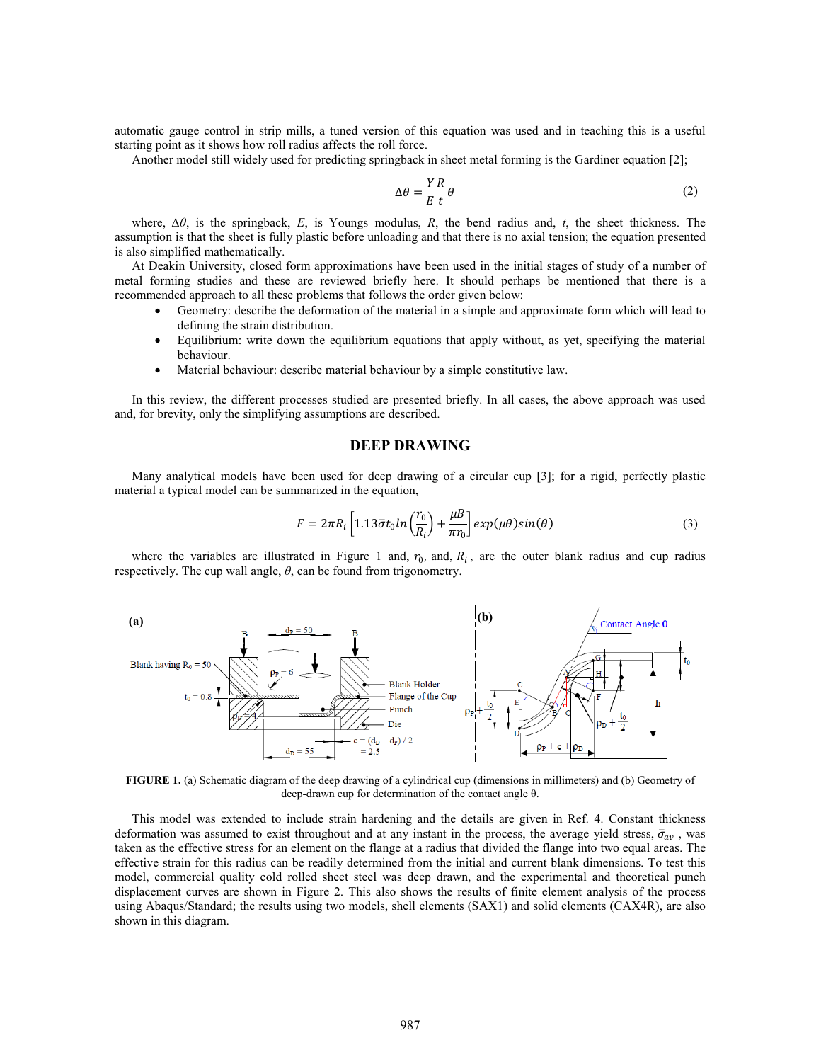automatic gauge control in strip mills, a tuned version of this equation was used and in teaching this is a useful starting point as it shows how roll radius affects the roll force.

Another model still widely used for predicting springback in sheet metal forming is the Gardiner equation [2];

$$\Delta\theta = \frac{Y}{E}\frac{R}{t}\theta \tag{2}$$

where, $\Delta\theta$, is the springback, $E$, is Youngs modulus, $R$, the bend radius and, $t$, the sheet thickness. The assumption is that the sheet is fully plastic before unloading and that there is no axial tension; the equation presented is also simplified mathematically.

At Deakin University, closed form approximations have been used in the initial stages of study of a number of metal forming studies and these are reviewed briefly here. It should perhaps be mentioned that there is a recommended approach to all these problems that follows the order given below:

- Geometry: describe the deformation of the material in a simple and approximate form which will lead to defining the strain distribution.
- Equilibrium: write down the equilibrium equations that apply without, as yet, specifying the material behaviour.
- Material behaviour: describe material behaviour by a simple constitutive law.

In this review, the different processes studied are presented briefly. In all cases, the above approach was used and, for brevity, only the simplifying assumptions are described.

## DEEP DRAWING

Many analytical models have been used for deep drawing of a circular cup [3]; for a rigid, perfectly plastic material a typical model can be summarized in the equation,

$$F = 2\pi R_i \left[1.13\bar{\sigma} t_0 \ln\left(\frac{r_0}{R_i}\right) + \frac{\mu B}{\pi r_0}\right] exp(\mu\theta)\sin(\theta) \tag{3}$$

where the variables are illustrated in Figure 1 and, $r_0$, and, $R_i$, are the outer blank radius and cup radius respectively. The cup wall angle, $\theta$, can be found from trigonometry.

**FIGURE 1.** (a) Schematic diagram of the deep drawing of a cylindrical cup (dimensions in millimeters) and (b) Geometry of deep-drawn cup for determination of the contact angle θ.

This model was extended to include strain hardening and the details are given in Ref. 4. Constant thickness deformation was assumed to exist throughout and at any instant in the process, the average yield stress, $\bar{\sigma}_{av}$, was taken as the effective stress for an element on the flange at a radius that divided the flange into two equal areas. The effective strain for this radius can be readily determined from the initial and current blank dimensions. To test this model, commercial quality cold rolled sheet steel was deep drawn, and the experimental and theoretical punch displacement curves are shown in Figure 2. This also shows the results of finite element analysis of the process using Abaqus/Standard; the results using two models, shell elements (SAX1) and solid elements (CAX4R), are also shown in this diagram.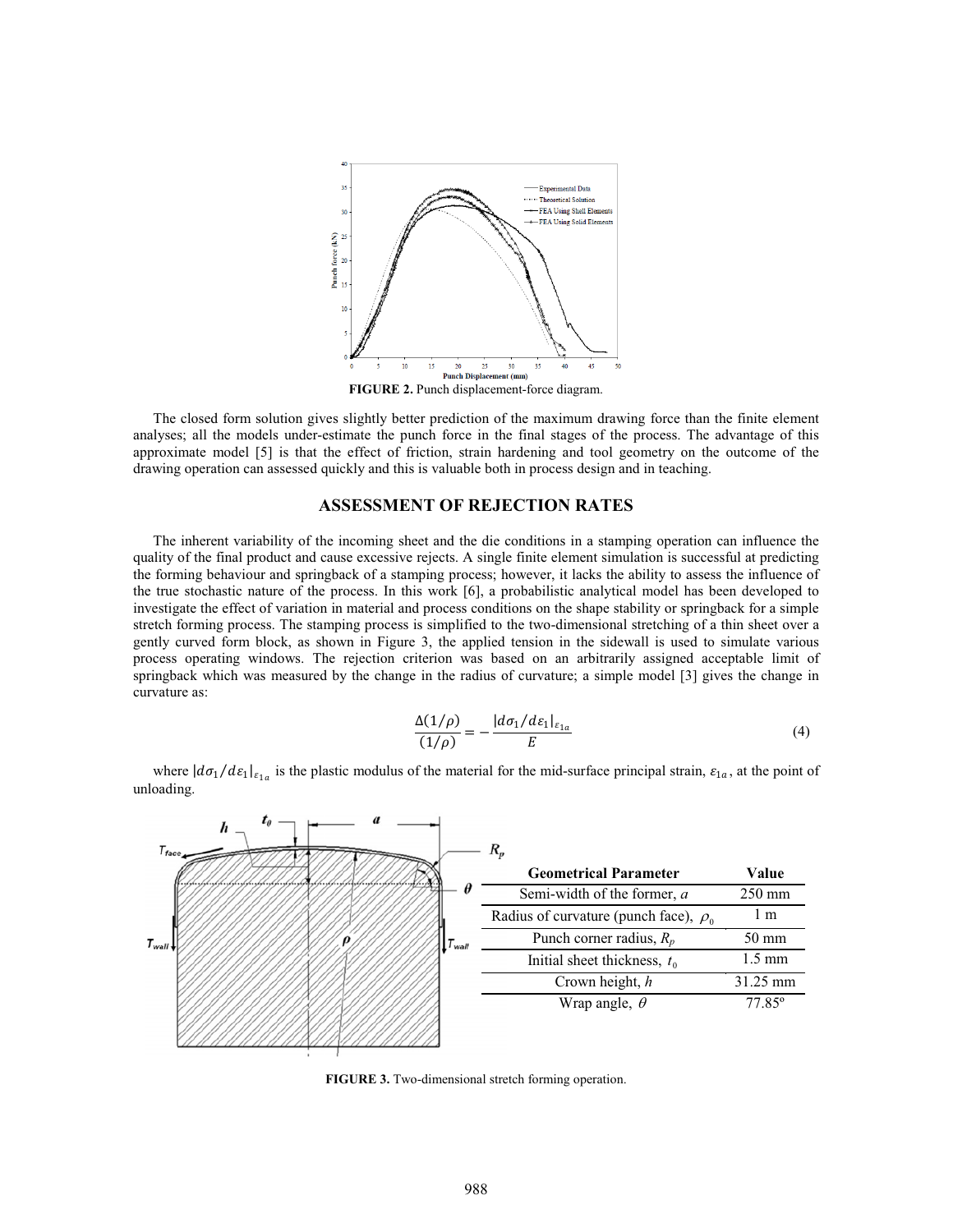**FIGURE 2.** Punch displacement-force diagram.

The closed form solution gives slightly better prediction of the maximum drawing force than the finite element analyses; all the models under-estimate the punch force in the final stages of the process. The advantage of this approximate model [5] is that the effect of friction, strain hardening and tool geometry on the outcome of the drawing operation can assessed quickly and this is valuable both in process design and in teaching.

## ASSESSMENT OF REJECTION RATES

The inherent variability of the incoming sheet and the die conditions in a stamping operation can influence the quality of the final product and cause excessive rejects. A single finite element simulation is successful at predicting the forming behaviour and springback of a stamping process; however, it lacks the ability to assess the influence of the true stochastic nature of the process. In this work [6], a probabilistic analytical model has been developed to investigate the effect of variation in material and process conditions on the shape stability or springback for a simple stretch forming process. The stamping process is simplified to the two-dimensional stretching of a thin sheet over a gently curved form block, as shown in Figure 3, the applied tension in the sidewall is used to simulate various process operating windows. The rejection criterion was based on an arbitrarily assigned acceptable limit of springback which was measured by the change in the radius of curvature; a simple model [3] gives the change in curvature as:

$$\frac{\Delta(1/\rho)}{(1/\rho)} = -\frac{|d\sigma_1/d\varepsilon_1|_{\varepsilon_{1a}}}{E} \tag{4}$$

where $|d\sigma_1/d\varepsilon_1|_{\varepsilon_{1a}}$ is the plastic modulus of the material for the mid-surface principal strain, $\varepsilon_{1a}$, at the point of unloading.

| Geometrical Parameter | Value |
|---|---|
| Semi-width of the former, $a$ | 250 mm |
| Radius of curvature (punch face), $\rho_0$ | 1 m |
| Punch corner radius, $R_p$ | 50 mm |
| Initial sheet thickness, $t_0$ | 1.5 mm |
| Crown height, $h$ | 31.25 mm |
| Wrap angle, $\theta$ | 77.85º |

**FIGURE 3.** Two-dimensional stretch forming operation.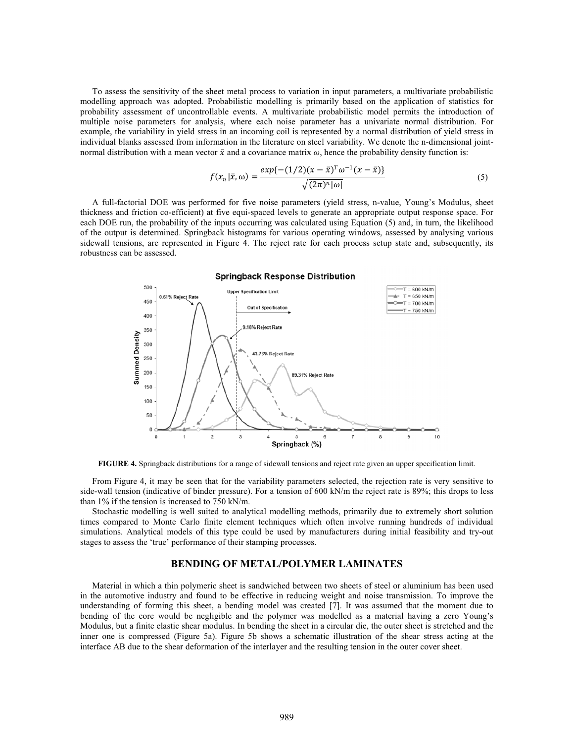To assess the sensitivity of the sheet metal process to variation in input parameters, a multivariate probabilistic modelling approach was adopted. Probabilistic modelling is primarily based on the application of statistics for probability assessment of uncontrollable events. A multivariate probabilistic model permits the introduction of multiple noise parameters for analysis, where each noise parameter has a univariate normal distribution. For example, the variability in yield stress in an incoming coil is represented by a normal distribution of yield stress in individual blanks assessed from information in the literature on steel variability. We denote the n-dimensional joint-normal distribution with a mean vector $\bar{x}$ and a covariance matrix $\omega$, hence the probability density function is:

$$f(x_n|\bar{x}, \omega) = \frac{exp\{-(1/2)(x-\bar{x})^T\omega^{-1}(x-\bar{x})\}}{\sqrt{(2\pi)^n|\omega|}} \tag{5}$$

A full-factorial DOE was performed for five noise parameters (yield stress, n-value, Young's Modulus, sheet thickness and friction co-efficient) at five equi-spaced levels to generate an appropriate output response space. For each DOE run, the probability of the inputs occurring was calculated using Equation (5) and, in turn, the likelihood of the output is determined. Springback histograms for various operating windows, assessed by analysing various sidewall tensions, are represented in Figure 4. The reject rate for each process setup state and, subsequently, its robustness can be assessed.

**FIGURE 4.** Springback distributions for a range of sidewall tensions and reject rate given an upper specification limit.

From Figure 4, it may be seen that for the variability parameters selected, the rejection rate is very sensitive to side-wall tension (indicative of binder pressure). For a tension of 600 kN/m the reject rate is 89%; this drops to less than 1% if the tension is increased to 750 kN/m.

Stochastic modelling is well suited to analytical modelling methods, primarily due to extremely short solution times compared to Monte Carlo finite element techniques which often involve running hundreds of individual simulations. Analytical models of this type could be used by manufacturers during initial feasibility and try-out stages to assess the 'true' performance of their stamping processes.

## BENDING OF METAL/POLYMER LAMINATES

Material in which a thin polymeric sheet is sandwiched between two sheets of steel or aluminium has been used in the automotive industry and found to be effective in reducing weight and noise transmission. To improve the understanding of forming this sheet, a bending model was created [7]. It was assumed that the moment due to bending of the core would be negligible and the polymer was modelled as a material having a zero Young's Modulus, but a finite elastic shear modulus. In bending the sheet in a circular die, the outer sheet is stretched and the inner one is compressed (Figure 5a). Figure 5b shows a schematic illustration of the shear stress acting at the interface AB due to the shear deformation of the interlayer and the resulting tension in the outer cover sheet.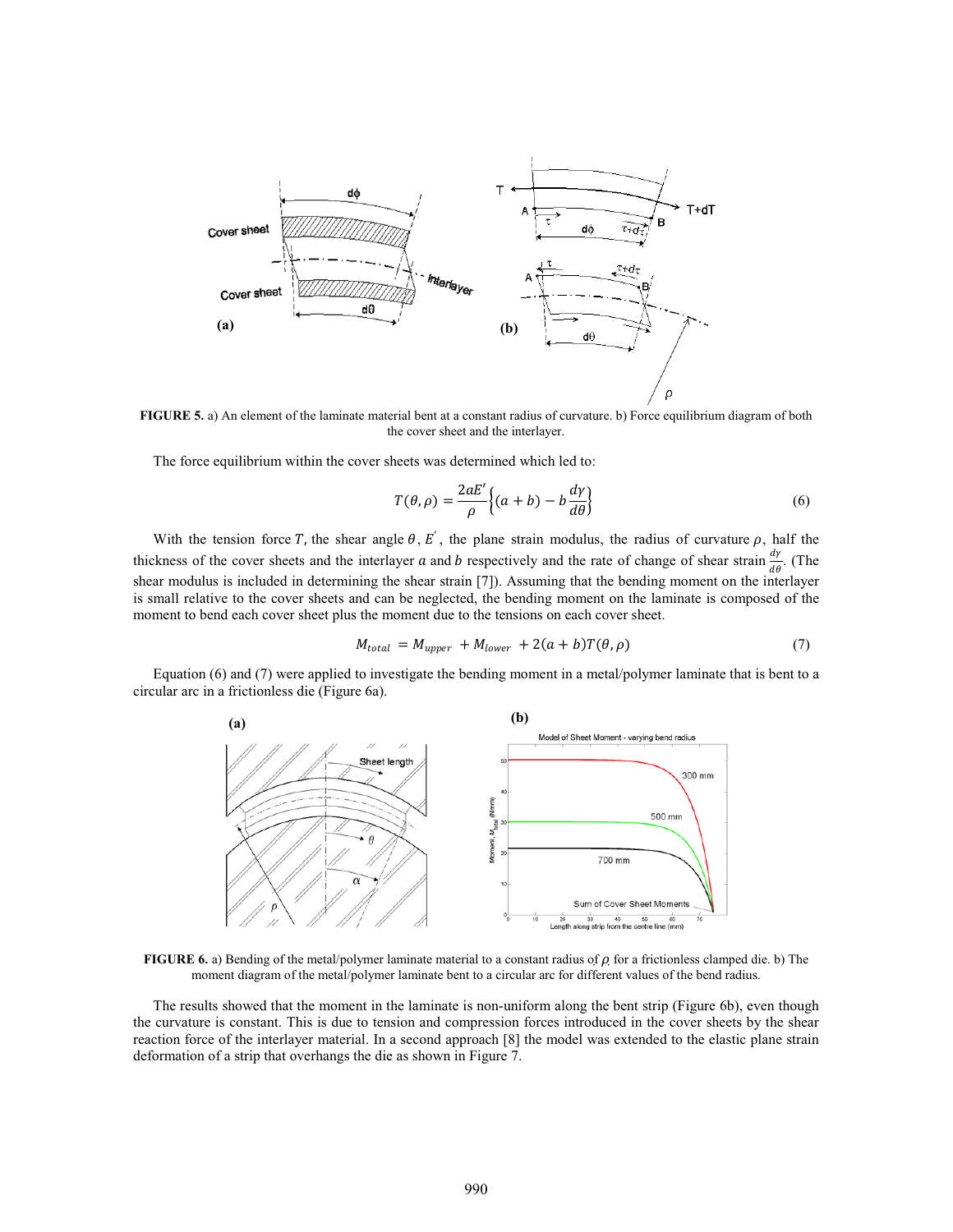**FIGURE 5.** a) An element of the laminate material bent at a constant radius of curvature. b) Force equilibrium diagram of both the cover sheet and the interlayer.

The force equilibrium within the cover sheets was determined which led to:

$$T(\theta,\rho) = \frac{2aE'}{\rho}\left\{(a+b) - b\frac{d\gamma}{d\theta}\right\} \tag{6}$$

With the tension force $T$, the shear angle $\theta$, $E'$, the plane strain modulus, the radius of curvature $\rho$, half the thickness of the cover sheets and the interlayer $a$ and $b$ respectively and the rate of change of shear strain $\frac{d\gamma}{d\theta}$. (The shear modulus is included in determining the shear strain [7]). Assuming that the bending moment on the interlayer is small relative to the cover sheets and can be neglected, the bending moment on the laminate is composed of the moment to bend each cover sheet plus the moment due to the tensions on each cover sheet.

$$M_{total} = M_{upper} + M_{lower} + 2(a+b)T(\theta,\rho) \tag{7}$$

Equation (6) and (7) were applied to investigate the bending moment in a metal/polymer laminate that is bent to a circular arc in a frictionless die (Figure 6a).

**FIGURE 6.** a) Bending of the metal/polymer laminate material to a constant radius of $\rho$ for a frictionless clamped die. b) The moment diagram of the metal/polymer laminate bent to a circular arc for different values of the bend radius.

The results showed that the moment in the laminate is non-uniform along the bent strip (Figure 6b), even though the curvature is constant. This is due to tension and compression forces introduced in the cover sheets by the shear reaction force of the interlayer material. In a second approach [8] the model was extended to the elastic plane strain deformation of a strip that overhangs the die as shown in Figure 7.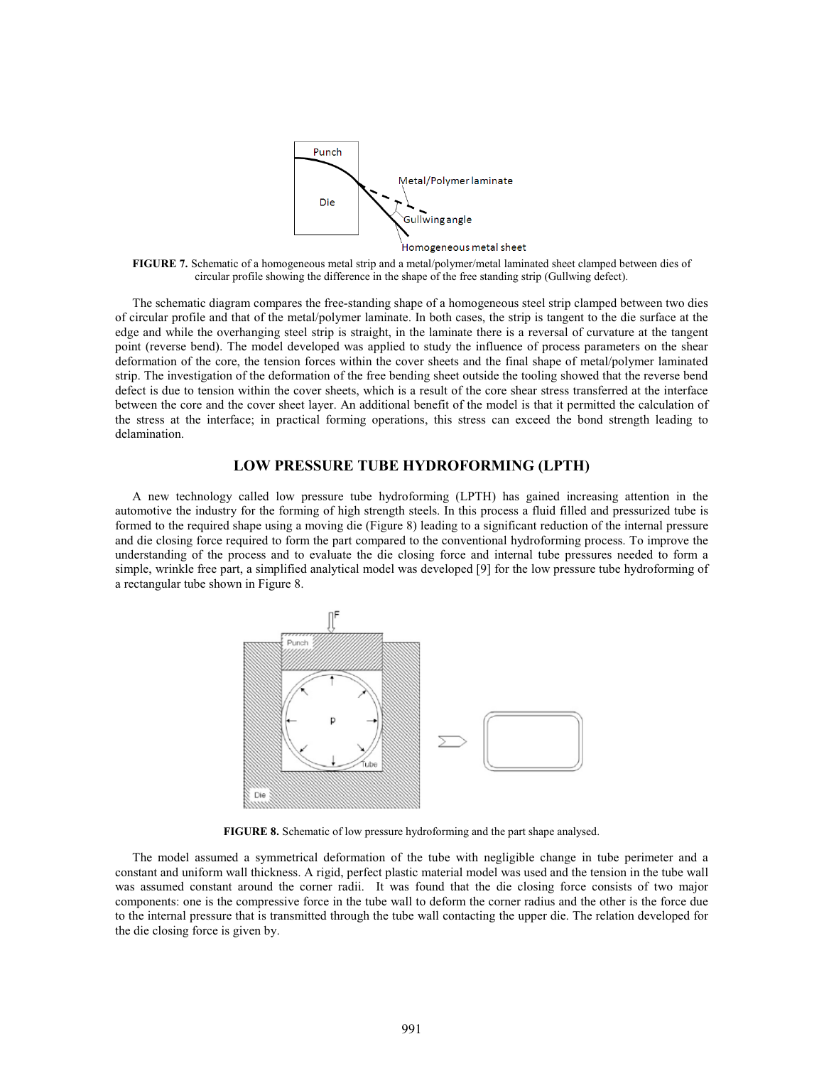Punch

Die

Metal/Polymer laminate

Gullwing angle

Homogeneous metal sheet

**FIGURE 7.** Schematic of a homogeneous metal strip and a metal/polymer/metal laminated sheet clamped between dies of circular profile showing the difference in the shape of the free standing strip (Gullwing defect).

The schematic diagram compares the free-standing shape of a homogeneous steel strip clamped between two dies of circular profile and that of the metal/polymer laminate. In both cases, the strip is tangent to the die surface at the edge and while the overhanging steel strip is straight, in the laminate there is a reversal of curvature at the tangent point (reverse bend). The model developed was applied to study the influence of process parameters on the shear deformation of the core, the tension forces within the cover sheets and the final shape of metal/polymer laminated strip. The investigation of the deformation of the free bending sheet outside the tooling showed that the reverse bend defect is due to tension within the cover sheets, which is a result of the core shear stress transferred at the interface between the core and the cover sheet layer. An additional benefit of the model is that it permitted the calculation of the stress at the interface; in practical forming operations, this stress can exceed the bond strength leading to delamination.

## LOW PRESSURE TUBE HYDROFORMING (LPTH)

A new technology called low pressure tube hydroforming (LPTH) has gained increasing attention in the automotive the industry for the forming of high strength steels. In this process a fluid filled and pressurized tube is formed to the required shape using a moving die (Figure 8) leading to a significant reduction of the internal pressure and die closing force required to form the part compared to the conventional hydroforming process. To improve the understanding of the process and to evaluate the die closing force and internal tube pressures needed to form a simple, wrinkle free part, a simplified analytical model was developed [9] for the low pressure tube hydroforming of a rectangular tube shown in Figure 8.

F

Punch

P

Tube

Die

**FIGURE 8.** Schematic of low pressure hydroforming and the part shape analysed.

The model assumed a symmetrical deformation of the tube with negligible change in tube perimeter and a constant and uniform wall thickness. A rigid, perfect plastic material model was used and the tension in the tube wall was assumed constant around the corner radii. It was found that the die closing force consists of two major components: one is the compressive force in the tube wall to deform the corner radius and the other is the force due to the internal pressure that is transmitted through the tube wall contacting the upper die. The relation developed for the die closing force is given by.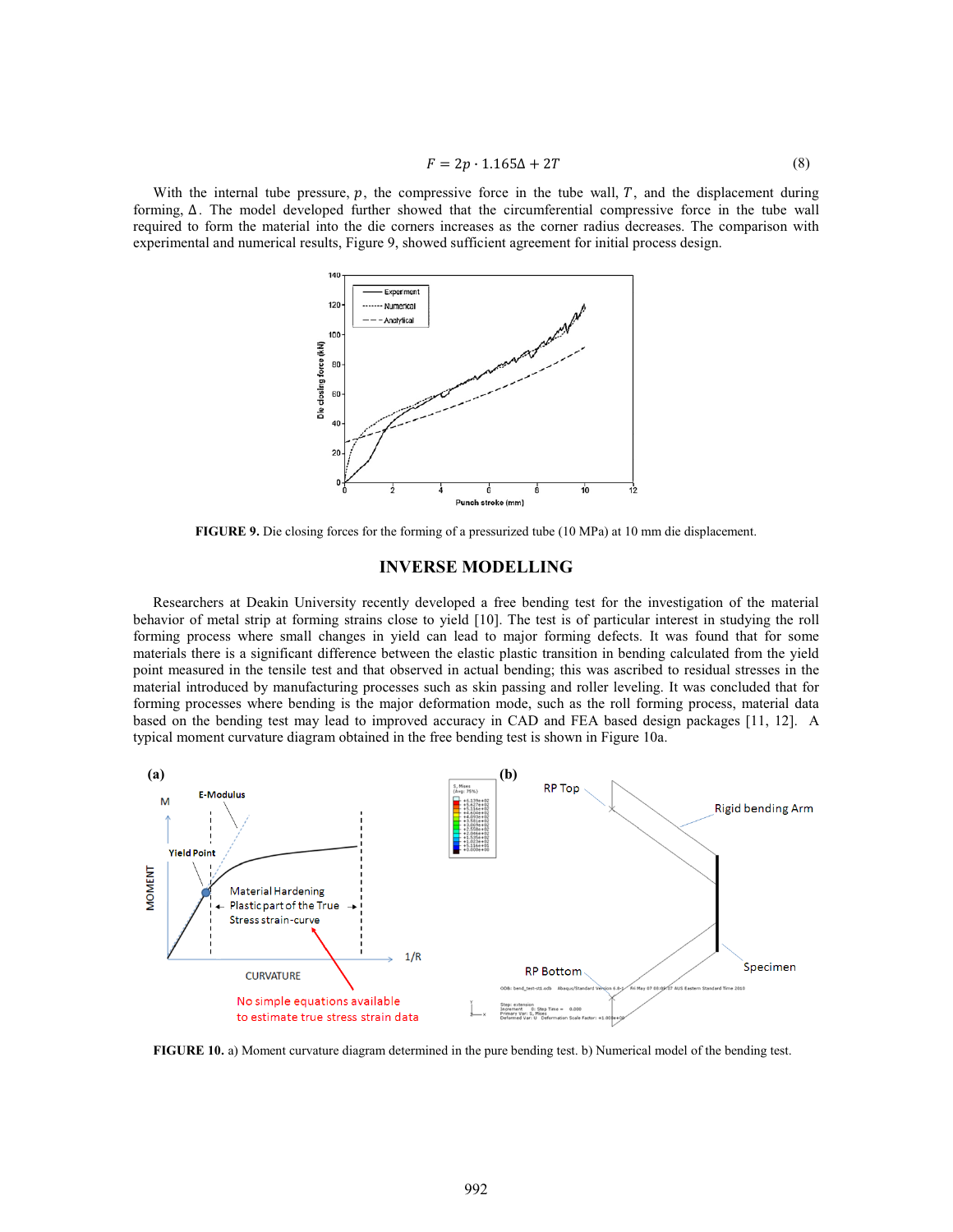$$F = 2p \cdot 1.165\Delta + 2T \tag{8}$$

With the internal tube pressure, $p$, the compressive force in the tube wall, $T$, and the displacement during forming, $\Delta$. The model developed further showed that the circumferential compressive force in the tube wall required to form the material into the die corners increases as the corner radius decreases. The comparison with experimental and numerical results, Figure 9, showed sufficient agreement for initial process design.

**FIGURE 9.** Die closing forces for the forming of a pressurized tube (10 MPa) at 10 mm die displacement.

## INVERSE MODELLING

Researchers at Deakin University recently developed a free bending test for the investigation of the material behavior of metal strip at forming strains close to yield [10]. The test is of particular interest in studying the roll forming process where small changes in yield can lead to major forming defects. It was found that for some materials there is a significant difference between the elastic plastic transition in bending calculated from the yield point measured in the tensile test and that observed in actual bending; this was ascribed to residual stresses in the material introduced by manufacturing processes such as skin passing and roller leveling. It was concluded that for forming processes where bending is the major deformation mode, such as the roll forming process, material data based on the bending test may lead to improved accuracy in CAD and FEA based design packages [11, 12]. A typical moment curvature diagram obtained in the free bending test is shown in Figure 10a.

**FIGURE 10.** a) Moment curvature diagram determined in the pure bending test. b) Numerical model of the bending test.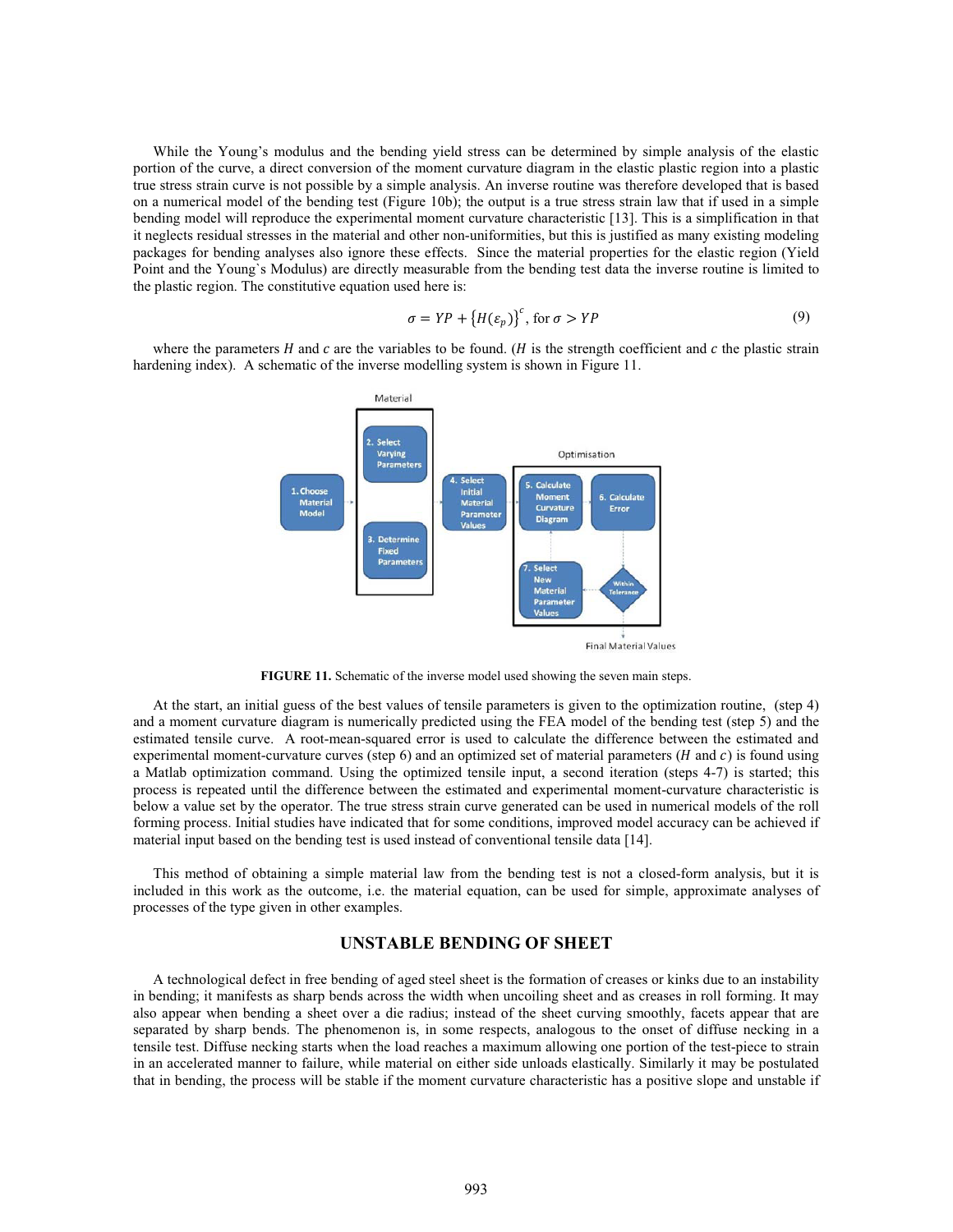While the Young's modulus and the bending yield stress can be determined by simple analysis of the elastic portion of the curve, a direct conversion of the moment curvature diagram in the elastic plastic region into a plastic true stress strain curve is not possible by a simple analysis. An inverse routine was therefore developed that is based on a numerical model of the bending test (Figure 10b); the output is a true stress strain law that if used in a simple bending model will reproduce the experimental moment curvature characteristic [13]. This is a simplification in that it neglects residual stresses in the material and other non-uniformities, but this is justified as many existing modeling packages for bending analyses also ignore these effects. Since the material properties for the elastic region (Yield Point and the Young`s Modulus) are directly measurable from the bending test data the inverse routine is limited to the plastic region. The constitutive equation used here is:

$$\sigma = YP + \{H(\varepsilon_p)\}^c, \text{ for } \sigma > YP \tag{9}$$

where the parameters $H$ and $c$ are the variables to be found. ($H$ is the strength coefficient and $c$ the plastic strain hardening index). A schematic of the inverse modelling system is shown in Figure 11.

Material

1. Choose Material Model

2. Select Varying Parameters

3. Determine Fixed Parameters

4. Select Initial Material Parameter Values

Optimisation

5. Calculate Moment Curvature Diagram

6. Calculate Error

7. Select New Material Parameter Values

Within Tolerance

Final Material Values

**FIGURE 11.** Schematic of the inverse model used showing the seven main steps.

At the start, an initial guess of the best values of tensile parameters is given to the optimization routine, (step 4) and a moment curvature diagram is numerically predicted using the FEA model of the bending test (step 5) and the estimated tensile curve. A root-mean-squared error is used to calculate the difference between the estimated and experimental moment-curvature curves (step 6) and an optimized set of material parameters ($H$ and $c$) is found using a Matlab optimization command. Using the optimized tensile input, a second iteration (steps 4-7) is started; this process is repeated until the difference between the estimated and experimental moment-curvature characteristic is below a value set by the operator. The true stress strain curve generated can be used in numerical models of the roll forming process. Initial studies have indicated that for some conditions, improved model accuracy can be achieved if material input based on the bending test is used instead of conventional tensile data [14].

This method of obtaining a simple material law from the bending test is not a closed-form analysis, but it is included in this work as the outcome, i.e. the material equation, can be used for simple, approximate analyses of processes of the type given in other examples.

## UNSTABLE BENDING OF SHEET

A technological defect in free bending of aged steel sheet is the formation of creases or kinks due to an instability in bending; it manifests as sharp bends across the width when uncoiling sheet and as creases in roll forming. It may also appear when bending a sheet over a die radius; instead of the sheet curving smoothly, facets appear that are separated by sharp bends. The phenomenon is, in some respects, analogous to the onset of diffuse necking in a tensile test. Diffuse necking starts when the load reaches a maximum allowing one portion of the test-piece to strain in an accelerated manner to failure, while material on either side unloads elastically. Similarly it may be postulated that in bending, the process will be stable if the moment curvature characteristic has a positive slope and unstable if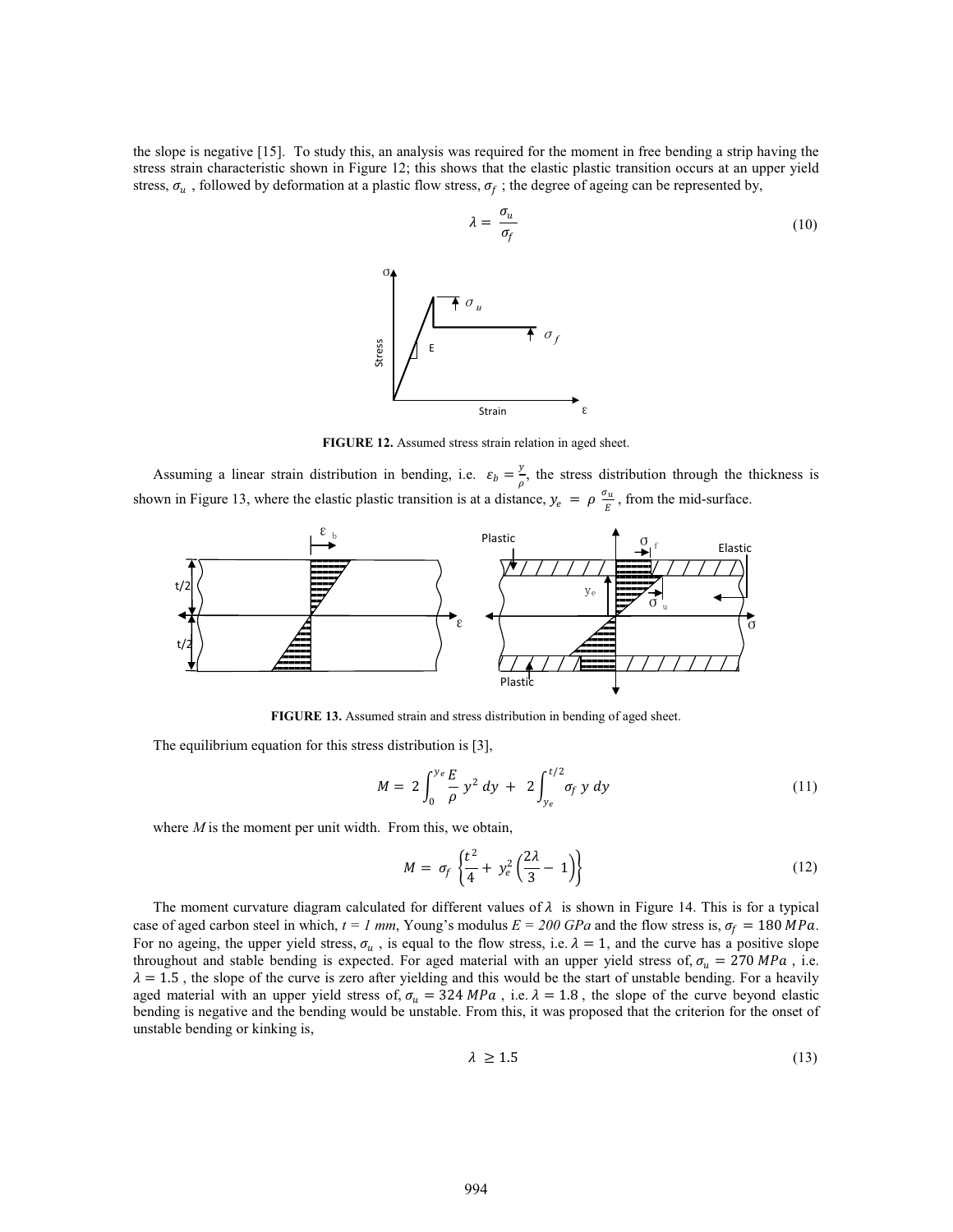the slope is negative [15]. To study this, an analysis was required for the moment in free bending a strip having the stress strain characteristic shown in Figure 12; this shows that the elastic plastic transition occurs at an upper yield stress, $\sigma_u$, followed by deformation at a plastic flow stress, $\sigma_f$; the degree of ageing can be represented by,

$$\lambda = \frac{\sigma_u}{\sigma_f} \tag{10}$$

**FIGURE 12.** Assumed stress strain relation in aged sheet.

Assuming a linear strain distribution in bending, i.e. $\varepsilon_b = \frac{y}{\rho}$, the stress distribution through the thickness is shown in Figure 13, where the elastic plastic transition is at a distance, $y_e = \rho \frac{\sigma_u}{E}$, from the mid-surface.

**FIGURE 13.** Assumed strain and stress distribution in bending of aged sheet.

The equilibrium equation for this stress distribution is [3],

$$M = 2\int_0^{y_e} \frac{E}{\rho} y^2 \, dy + 2\int_{y_e}^{t/2} \sigma_f \, y \, dy \tag{11}$$

where $M$ is the moment per unit width. From this, we obtain,

$$M = \sigma_f \left\{ \frac{t^2}{4} + y_e^2 \left( \frac{2\lambda}{3} - 1 \right) \right\} \tag{12}$$

The moment curvature diagram calculated for different values of $\lambda$ is shown in Figure 14. This is for a typical case of aged carbon steel in which, $t = 1$ *mm*, Young's modulus $E = 200$ *GPa* and the flow stress is, $\sigma_f = 180\ MPa$. For no ageing, the upper yield stress, $\sigma_u$, is equal to the flow stress, i.e. $\lambda = 1$, and the curve has a positive slope throughout and stable bending is expected. For aged material with an upper yield stress of, $\sigma_u = 270\ MPa$, i.e. $\lambda = 1.5$, the slope of the curve is zero after yielding and this would be the start of unstable bending. For a heavily aged material with an upper yield stress of, $\sigma_u = 324\ MPa$, i.e. $\lambda = 1.8$, the slope of the curve beyond elastic bending is negative and the bending would be unstable. From this, it was proposed that the criterion for the onset of unstable bending or kinking is,

$$\lambda \geq 1.5 \tag{13}$$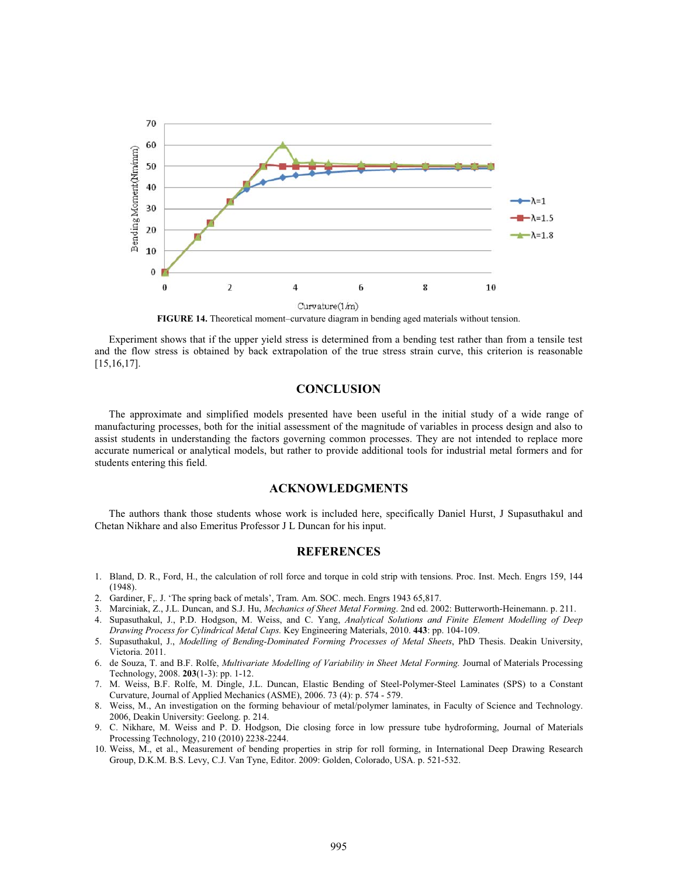FIGURE 14. Theoretical moment–curvature diagram in bending aged materials without tension.

Experiment shows that if the upper yield stress is determined from a bending test rather than from a tensile test and the flow stress is obtained by back extrapolation of the true stress strain curve, this criterion is reasonable [15,16,17].

## CONCLUSION

The approximate and simplified models presented have been useful in the initial study of a wide range of manufacturing processes, both for the initial assessment of the magnitude of variables in process design and also to assist students in understanding the factors governing common processes. They are not intended to replace more accurate numerical or analytical models, but rather to provide additional tools for industrial metal formers and for students entering this field.

## ACKNOWLEDGMENTS

The authors thank those students whose work is included here, specifically Daniel Hurst, J Supasuthakul and Chetan Nikhare and also Emeritus Professor J L Duncan for his input.

## REFERENCES

1. Bland, D. R., Ford, H., the calculation of roll force and torque in cold strip with tensions. Proc. Inst. Mech. Engrs 159, 144 (1948).
2. Gardiner, F,. J. 'The spring back of metals', Tram. Am. SOC. mech. Engrs 1943 65,817.
3. Marciniak, Z., J.L. Duncan, and S.J. Hu, *Mechanics of Sheet Metal Forming*. 2nd ed. 2002: Butterworth-Heinemann. p. 211.
4. Supasuthakul, J., P.D. Hodgson, M. Weiss, and C. Yang, *Analytical Solutions and Finite Element Modelling of Deep Drawing Process for Cylindrical Metal Cups.* Key Engineering Materials, 2010. **443**: pp. 104-109.
5. Supasuthakul, J., *Modelling of Bending-Dominated Forming Processes of Metal Sheets*, PhD Thesis. Deakin University, Victoria. 2011.
6. de Souza, T. and B.F. Rolfe, *Multivariate Modelling of Variability in Sheet Metal Forming.* Journal of Materials Processing Technology, 2008. **203**(1-3): pp. 1-12.
7. M. Weiss, B.F. Rolfe, M. Dingle, J.L. Duncan, Elastic Bending of Steel-Polymer-Steel Laminates (SPS) to a Constant Curvature, Journal of Applied Mechanics (ASME), 2006. 73 (4): p. 574 - 579.
8. Weiss, M., An investigation on the forming behaviour of metal/polymer laminates, in Faculty of Science and Technology. 2006, Deakin University: Geelong. p. 214.
9. C. Nikhare, M. Weiss and P. D. Hodgson, Die closing force in low pressure tube hydroforming, Journal of Materials Processing Technology, 210 (2010) 2238-2244.
10. Weiss, M., et al., Measurement of bending properties in strip for roll forming, in International Deep Drawing Research Group, D.K.M. B.S. Levy, C.J. Van Tyne, Editor. 2009: Golden, Colorado, USA. p. 521-532.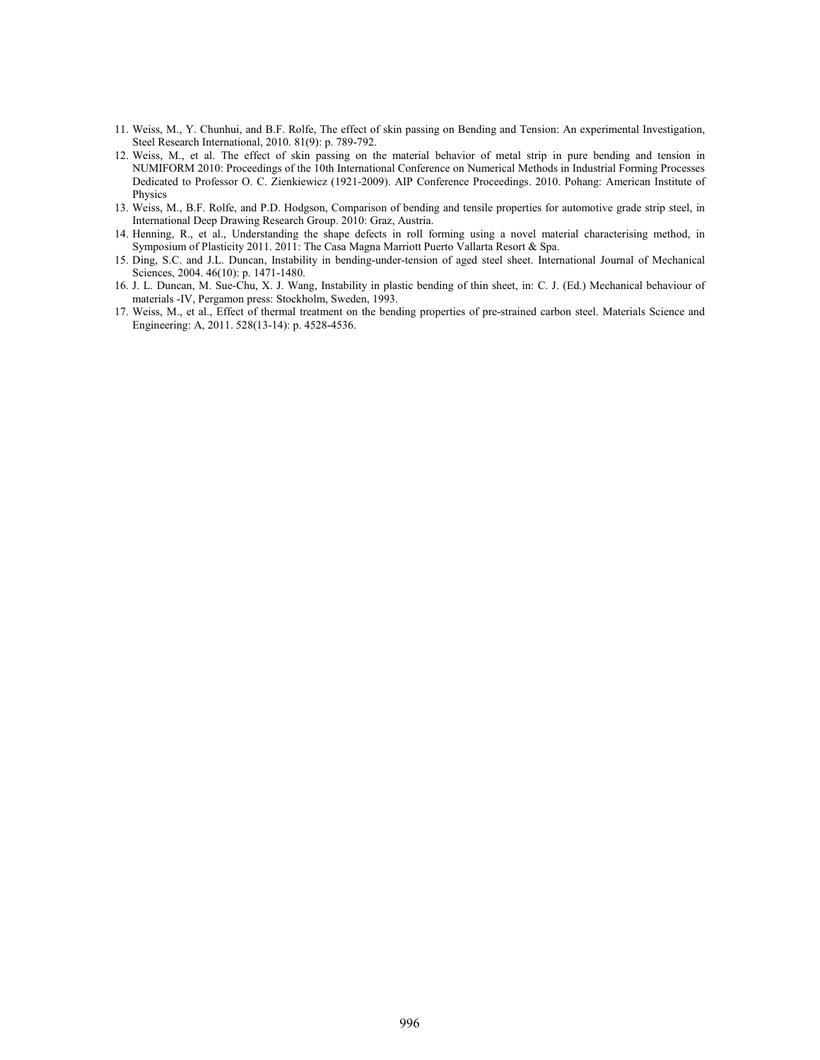11. Weiss, M., Y. Chunhui, and B.F. Rolfe, The effect of skin passing on Bending and Tension: An experimental Investigation, Steel Research International, 2010. 81(9): p. 789-792.
12. Weiss, M., et al. The effect of skin passing on the material behavior of metal strip in pure bending and tension in NUMIFORM 2010: Proceedings of the 10th International Conference on Numerical Methods in Industrial Forming Processes Dedicated to Professor O. C. Zienkiewicz (1921-2009). AIP Conference Proceedings. 2010. Pohang: American Institute of Physics
13. Weiss, M., B.F. Rolfe, and P.D. Hodgson, Comparison of bending and tensile properties for automotive grade strip steel, in International Deep Drawing Research Group. 2010: Graz, Austria.
14. Henning, R., et al., Understanding the shape defects in roll forming using a novel material characterising method, in Symposium of Plasticity 2011. 2011: The Casa Magna Marriott Puerto Vallarta Resort & Spa.
15. Ding, S.C. and J.L. Duncan, Instability in bending-under-tension of aged steel sheet. International Journal of Mechanical Sciences, 2004. 46(10): p. 1471-1480.
16. J. L. Duncan, M. Sue-Chu, X. J. Wang, Instability in plastic bending of thin sheet, in: C. J. (Ed.) Mechanical behaviour of materials -IV, Pergamon press: Stockholm, Sweden, 1993.
17. Weiss, M., et al., Effect of thermal treatment on the bending properties of pre-strained carbon steel. Materials Science and Engineering: A, 2011. 528(13-14): p. 4528-4536.